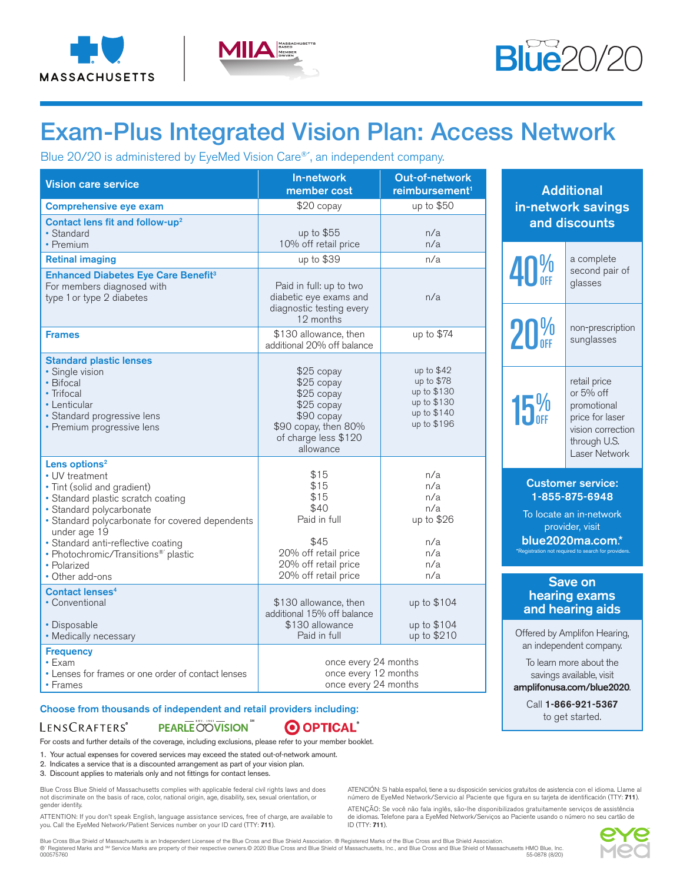# Exam-Plus Integrated Vision Plan: Access Network

Blue 20/20 is administered by EyeMed Vision Care®´, an independent company.

| Vision care service | In-network member cost | Out-of-network reimbursement[1] |
|---|---|---|
| **Comprehensive eye exam** | $20 copay | up to $50 |
| **Contact lens fit and follow-up[2]** | | |
| • Standard | up to $55 | n/a |
| • Premium | 10% off retail price | n/a |
| **Retinal imaging** | up to $39 | n/a |
| **Enhanced Diabetes Eye Care Benefit[3]** For members diagnosed with type 1 or type 2 diabetes | Paid in full: up to two diabetic eye exams and diagnostic testing every 12 months | n/a |
| **Frames** | $130 allowance, then additional 20% off balance | up to $74 |
| **Standard plastic lenses** | | |
| • Single vision | $25 copay | up to $42 |
| • Bifocal | $25 copay | up to $78 |
| • Trifocal | $25 copay | up to $130 |
| • Lenticular | $25 copay | up to $130 |
| • Standard progressive lens | $90 copay | up to $140 |
| • Premium progressive lens | $90 copay, then 80% of charge less $120 allowance | up to $196 |
| **Lens options[2]** | | |
| • UV treatment | $15 | n/a |
| • Tint (solid and gradient) | $15 | n/a |
| • Standard plastic scratch coating | $15 | n/a |
| • Standard polycarbonate | $40 | n/a |
| • Standard polycarbonate for covered dependents under age 19 | Paid in full | up to $26 |
| • Standard anti-reflective coating | $45 | n/a |
| • Photochromic/Transitions®´ plastic | 20% off retail price | n/a |
| • Polarized | 20% off retail price | n/a |
| • Other add-ons | 20% off retail price | n/a |
| **Contact lenses[4]** | | |
| • Conventional | $130 allowance, then additional 15% off balance | up to $104 |
| • Disposable | $130 allowance | up to $104 |
| • Medically necessary | Paid in full | up to $210 |
| **Frequency** | | |
| • Exam | once every 24 months | |
| • Lenses for frames or one order of contact lenses | once every 12 months | |
| • Frames | once every 24 months | |

## Additional in-network savings and discounts

- **40% OFF** a complete second pair of glasses
- **20% OFF** non-prescription sunglasses
- **15% OFF** retail price or 5% off promotional price for laser vision correction through U.S. Laser Network

**Customer service: 1-855-875-6948**

To locate an in-network provider, visit **blue2020ma.com**.*

*Registration not required to search for providers.

## Save on hearing exams and hearing aids

Offered by Amplifon Hearing, an independent company.

To learn more about the savings available, visit **amplifonusa.com/blue2020**.

Call **1-866-921-5367** to get started.

**Choose from thousands of independent and retail providers including:**

LensCrafters® Pearle Vision℠ Target Optical®

For costs and further details of the coverage, including exclusions, please refer to your member booklet.

1. Your actual expenses for covered services may exceed the stated out-of-network amount.
2. Indicates a service that is a discounted arrangement as part of your vision plan.
3. Discount applies to materials only and not fittings for contact lenses.

Blue Cross Blue Shield of Massachusetts complies with applicable federal civil rights laws and does not discriminate on the basis of race, color, national origin, age, disability, sex, sexual orientation, or gender identity.

ATTENTION: If you don't speak English, language assistance services, free of charge, are available to you. Call the EyeMed Network/Patient Services number on your ID card (TTY: **711**).

ATENCIÓN: Si habla español, tiene a su disposición servicios gratuitos de asistencia con el idioma. Llame al número de EyeMed Network/Servicio al Paciente que figura en su tarjeta de identificación (TTY: **711**).

ATENÇÃO: Se você não fala inglês, são-lhe disponibilizados gratuitamente serviços de assistência de idiomas. Telefone para a EyeMed Network/Serviços ao Paciente usando o número no seu cartão de ID (TTY: **711**).

Blue Cross Blue Shield of Massachusetts is an Independent Licensee of the Blue Cross and Blue Shield Association. ® Registered Marks of the Blue Cross and Blue Shield Association. ®´ Registered Marks and ℠ Service Marks are property of their respective owners.© 2020 Blue Cross and Blue Shield of Massachusetts, Inc., and Blue Cross and Blue Shield of Massachusetts HMO Blue, Inc.
000575760 55-0878 (8/20)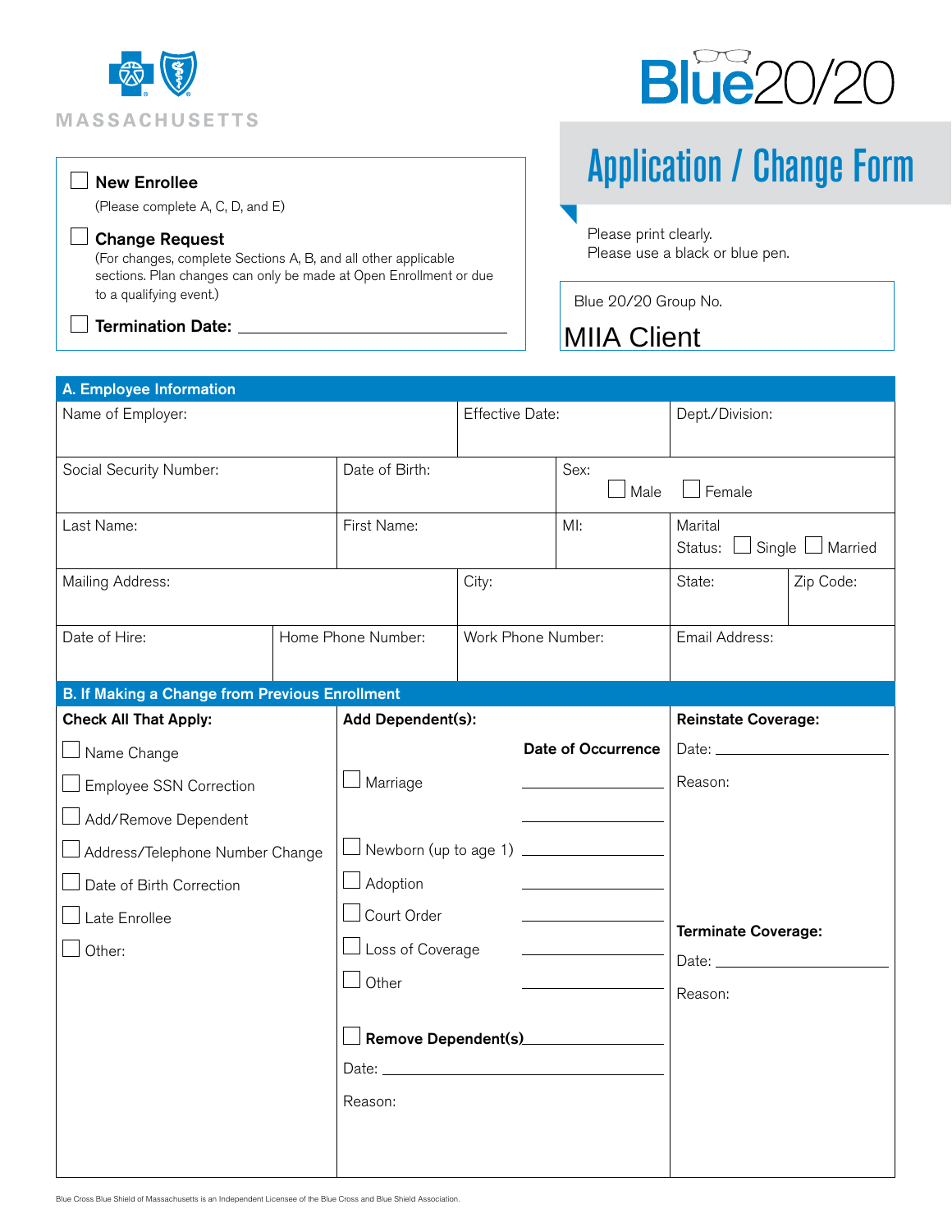MASSACHUSETTS

# Blue20/20

## Application / Change Form

☐ **New Enrollee**
(Please complete A, C, D, and E)

☐ **Change Request**
(For changes, complete Sections A, B, and all other applicable sections. Plan changes can only be made at Open Enrollment or due to a qualifying event.)

☐ **Termination Date:** ____________________

Please print clearly.
Please use a black or blue pen.

Blue 20/20 Group No.
MIIA Client

### A. Employee Information

| Name of Employer: | | Effective Date: | Dept./Division: |
|---|---|---|---|
| Social Security Number: | Date of Birth: | Sex: ☐ Male ☐ Female | |
| Last Name: | First Name: | MI: | Marital Status: ☐ Single ☐ Married |
| Mailing Address: | | City: | State: / Zip Code: |
| Date of Hire: | Home Phone Number: | Work Phone Number: | Email Address: |

### B. If Making a Change from Previous Enrollment

**Check All That Apply:**

☐ Name Change
☐ Employee SSN Correction
☐ Add/Remove Dependent
☐ Address/Telephone Number Change
☐ Date of Birth Correction
☐ Late Enrollee
☐ Other:

**Add Dependent(s):**

| | **Date of Occurrence** |
|---|---|
| ☐ Marriage | ____________ |
| | ____________ |
| ☐ Newborn (up to age 1) | ____________ |
| ☐ Adoption | ____________ |
| ☐ Court Order | ____________ |
| ☐ Loss of Coverage | ____________ |
| ☐ Other | ____________ |

☐ **Remove Dependent(s)** ____________

Date: ____________

Reason:

**Reinstate Coverage:**

Date: ____________

Reason:

**Terminate Coverage:**

Date: ____________

Reason:

Blue Cross Blue Shield of Massachusetts is an Independent Licensee of the Blue Cross and Blue Shield Association.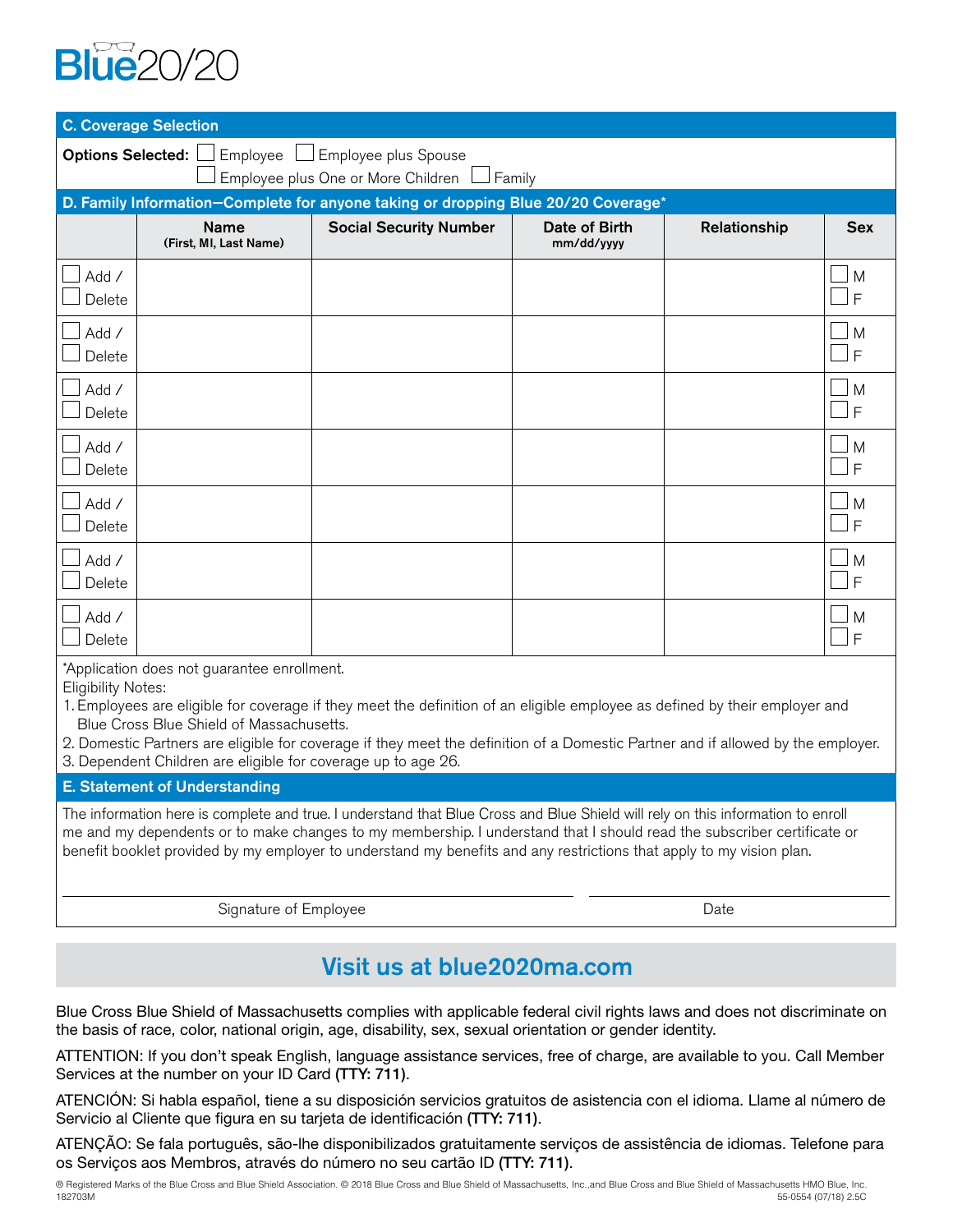Blue20/20

## C. Coverage Selection

**Options Selected:** ☐ Employee ☐ Employee plus Spouse ☐ Employee plus One or More Children ☐ Family

## D. Family Information—Complete for anyone taking or dropping Blue 20/20 Coverage*

| | Name (First, MI, Last Name) | Social Security Number | Date of Birth mm/dd/yyyy | Relationship | Sex |
|---|---|---|---|---|---|
| ☐ Add / ☐ Delete | | | | | ☐ M ☐ F |
| ☐ Add / ☐ Delete | | | | | ☐ M ☐ F |
| ☐ Add / ☐ Delete | | | | | ☐ M ☐ F |
| ☐ Add / ☐ Delete | | | | | ☐ M ☐ F |
| ☐ Add / ☐ Delete | | | | | ☐ M ☐ F |
| ☐ Add / ☐ Delete | | | | | ☐ M ☐ F |
| ☐ Add / ☐ Delete | | | | | ☐ M ☐ F |

*Application does not guarantee enrollment.

Eligibility Notes:

1. Employees are eligible for coverage if they meet the definition of an eligible employee as defined by their employer and Blue Cross Blue Shield of Massachusetts.
2. Domestic Partners are eligible for coverage if they meet the definition of a Domestic Partner and if allowed by the employer.
3. Dependent Children are eligible for coverage up to age 26.

## E. Statement of Understanding

The information here is complete and true. I understand that Blue Cross and Blue Shield will rely on this information to enroll me and my dependents or to make changes to my membership. I understand that I should read the subscriber certificate or benefit booklet provided by my employer to understand my benefits and any restrictions that apply to my vision plan.

Signature of Employee ______________________ Date ______________

## Visit us at blue2020ma.com

Blue Cross Blue Shield of Massachusetts complies with applicable federal civil rights laws and does not discriminate on the basis of race, color, national origin, age, disability, sex, sexual orientation or gender identity.

ATTENTION: If you don't speak English, language assistance services, free of charge, are available to you. Call Member Services at the number on your ID Card **(TTY: 711)**.

ATENCIÓN: Si habla español, tiene a su disposición servicios gratuitos de asistencia con el idioma. Llame al número de Servicio al Cliente que figura en su tarjeta de identificación **(TTY: 711)**.

ATENÇÃO: Se fala português, são-lhe disponibilizados gratuitamente serviços de assistência de idiomas. Telefone para os Serviços aos Membros, através do número no seu cartão ID **(TTY: 711)**.

® Registered Marks of the Blue Cross and Blue Shield Association. © 2018 Blue Cross and Blue Shield of Massachusetts, Inc.,and Blue Cross and Blue Shield of Massachusetts HMO Blue, Inc.
182703M 55-0554 (07/18) 2.5C